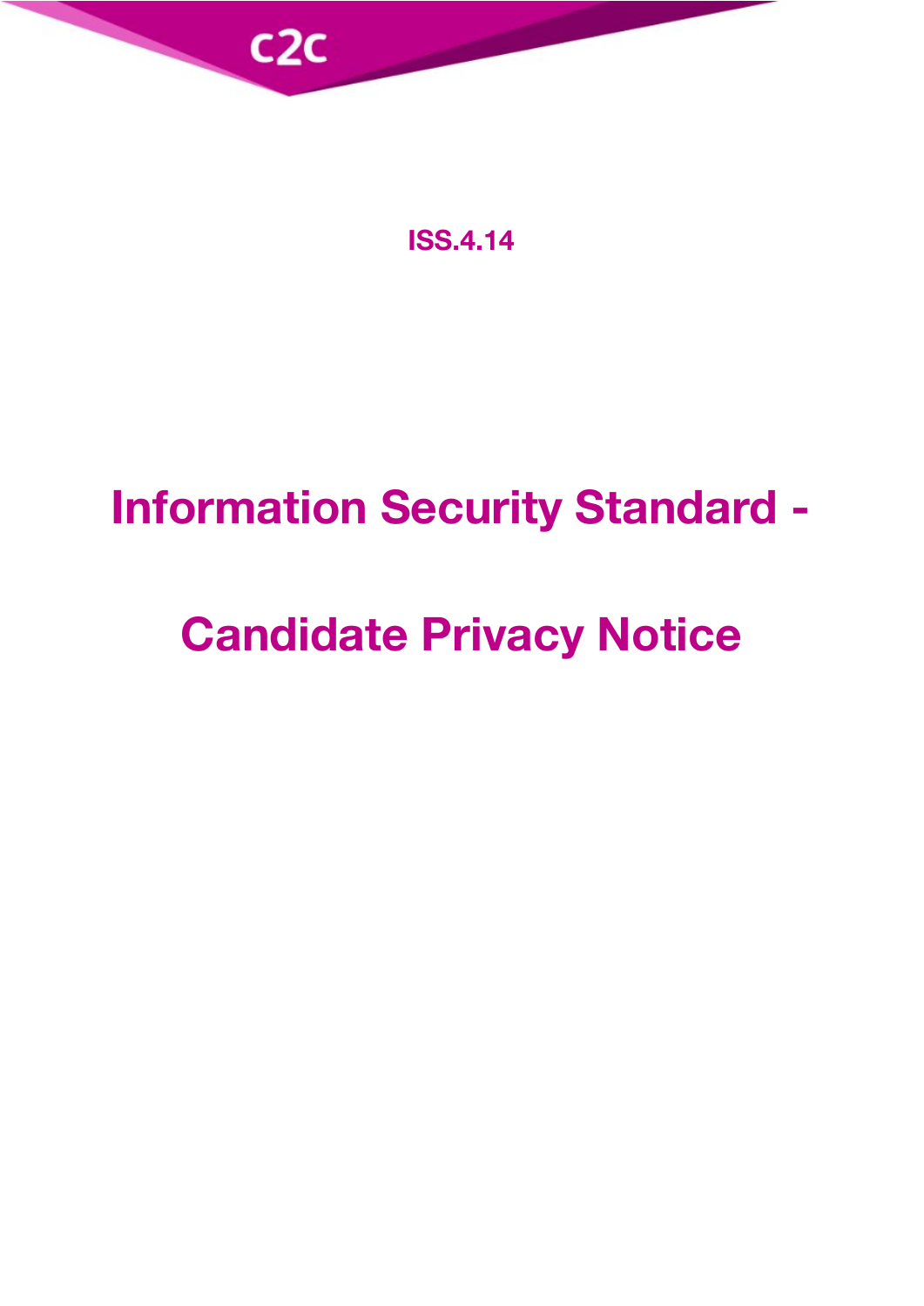c2c

**ISS.4.14**

# Information Security Standard -

# Candidate Privacy Notice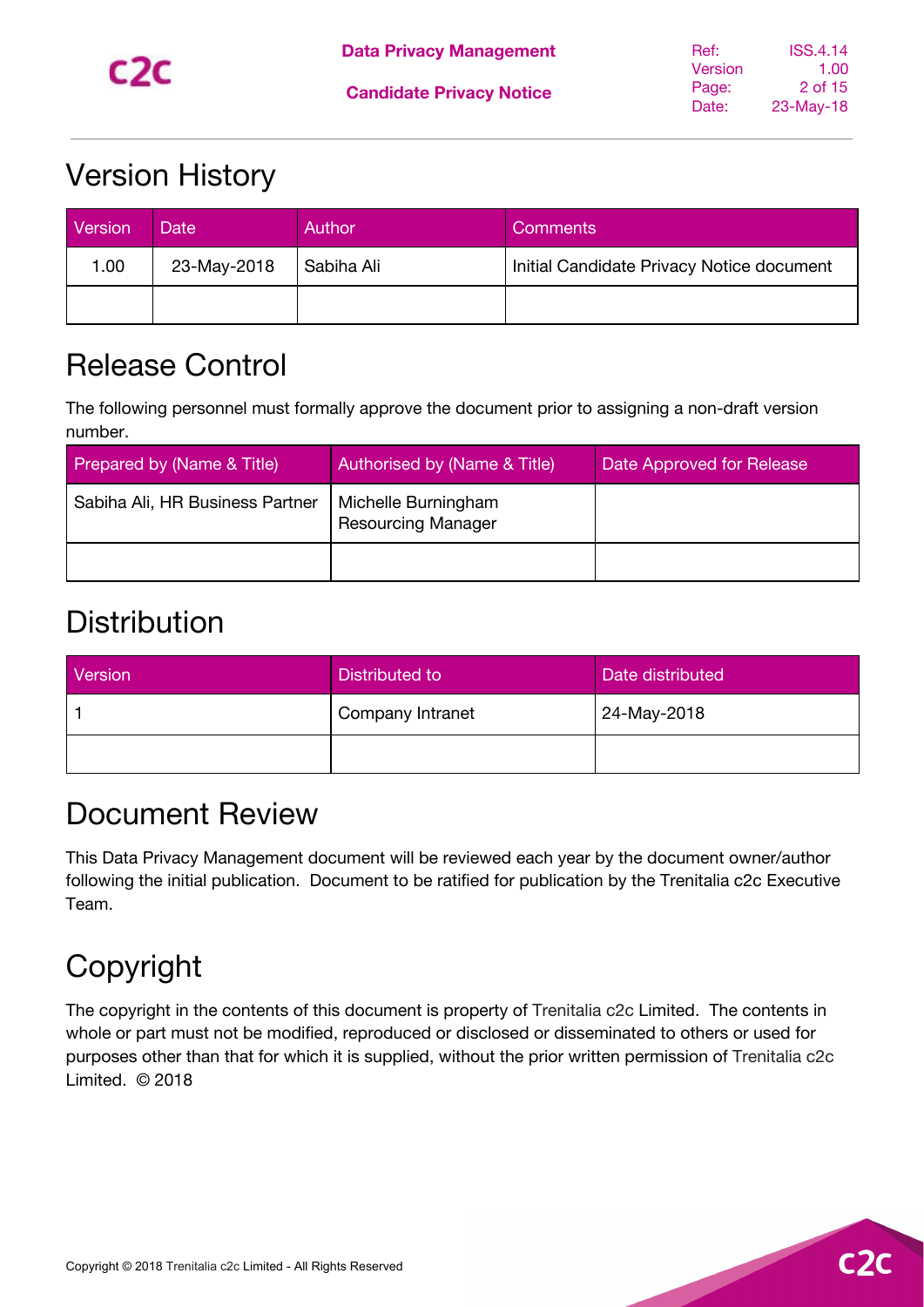## Version History

| Version | Date | Author | Comments |
| --- | --- | --- | --- |
| 1.00 | 23-May-2018 | Sabiha Ali | Initial Candidate Privacy Notice document |
| | | | |

## Release Control

The following personnel must formally approve the document prior to assigning a non-draft version number.

| Prepared by (Name & Title) | Authorised by (Name & Title) | Date Approved for Release |
| --- | --- | --- |
| Sabiha Ali, HR Business Partner | Michelle Burningham Resourcing Manager | |
| | | |

## Distribution

| Version | Distributed to | Date distributed |
| --- | --- | --- |
| 1 | Company Intranet | 24-May-2018 |
| | | |

## Document Review

This Data Privacy Management document will be reviewed each year by the document owner/author following the initial publication. Document to be ratified for publication by the Trenitalia c2c Executive Team.

## Copyright

The copyright in the contents of this document is property of Trenitalia c2c Limited. The contents in whole or part must not be modified, reproduced or disclosed or disseminated to others or used for purposes other than that for which it is supplied, without the prior written permission of Trenitalia c2c Limited. © 2018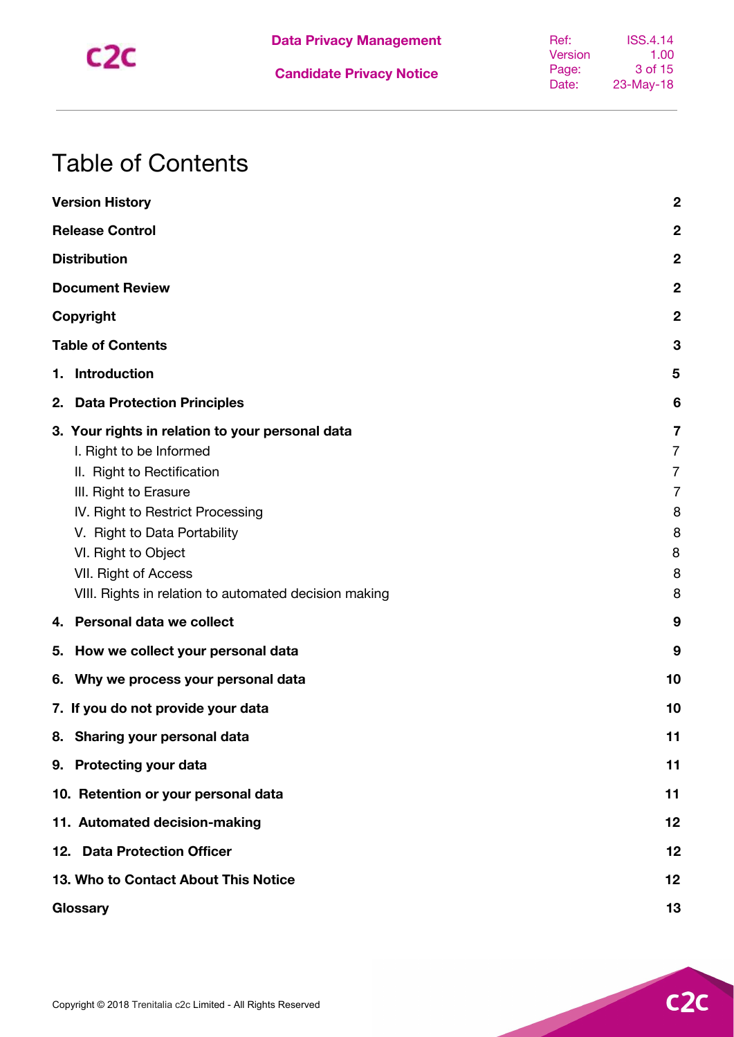# Table of Contents

| | |
|---|---|
| **Version History** | **2** |
| **Release Control** | **2** |
| **Distribution** | **2** |
| **Document Review** | **2** |
| **Copyright** | **2** |
| **Table of Contents** | **3** |
| **1. Introduction** | **5** |
| **2. Data Protection Principles** | **6** |
| **3. Your rights in relation to your personal data** | **7** |
| I. Right to be Informed | 7 |
| II. Right to Rectification | 7 |
| III. Right to Erasure | 7 |
| IV. Right to Restrict Processing | 8 |
| V. Right to Data Portability | 8 |
| VI. Right to Object | 8 |
| VII. Right of Access | 8 |
| VIII. Rights in relation to automated decision making | 8 |
| **4. Personal data we collect** | **9** |
| **5. How we collect your personal data** | **9** |
| **6. Why we process your personal data** | **10** |
| **7. If you do not provide your data** | **10** |
| **8. Sharing your personal data** | **11** |
| **9. Protecting your data** | **11** |
| **10. Retention or your personal data** | **11** |
| **11. Automated decision-making** | **12** |
| **12. Data Protection Officer** | **12** |
| **13. Who to Contact About This Notice** | **12** |
| **Glossary** | **13** |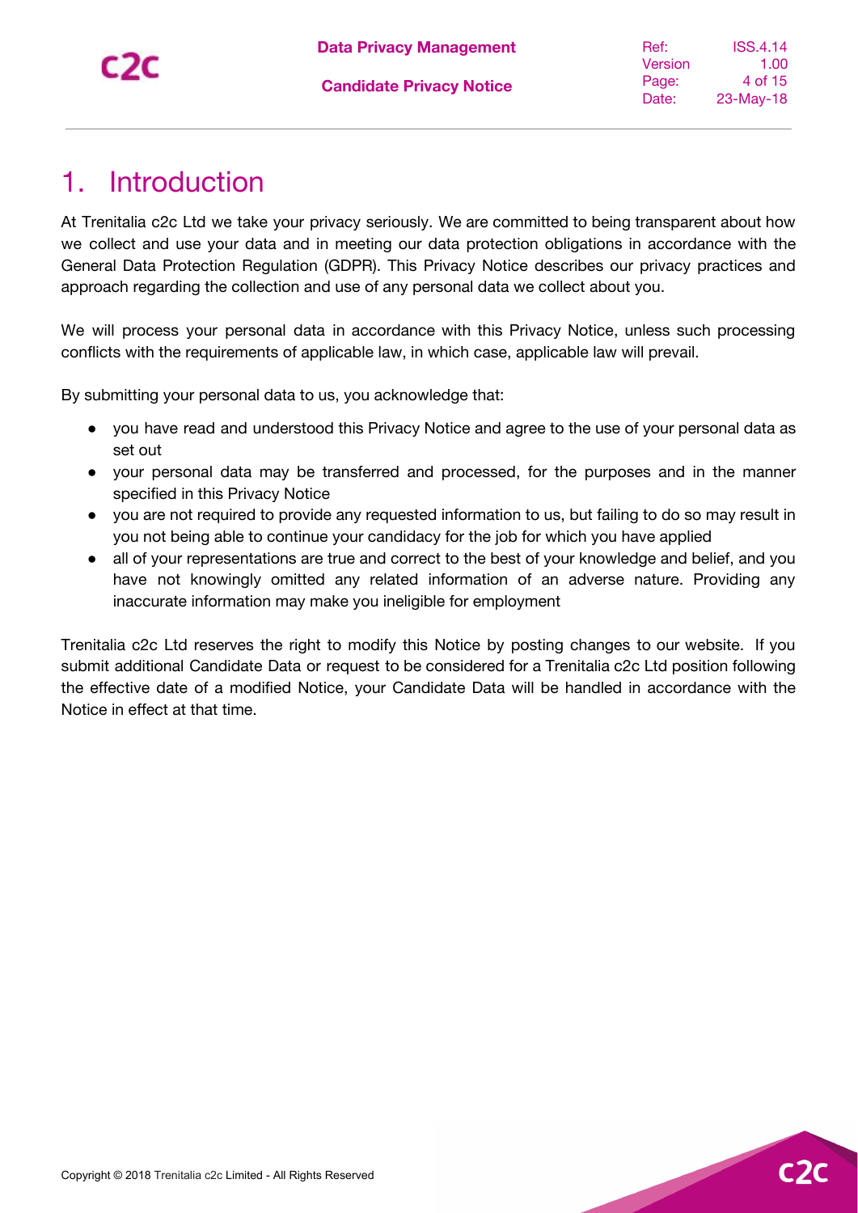# 1. Introduction

At Trenitalia c2c Ltd we take your privacy seriously. We are committed to being transparent about how we collect and use your data and in meeting our data protection obligations in accordance with the General Data Protection Regulation (GDPR). This Privacy Notice describes our privacy practices and approach regarding the collection and use of any personal data we collect about you.

We will process your personal data in accordance with this Privacy Notice, unless such processing conflicts with the requirements of applicable law, in which case, applicable law will prevail.

By submitting your personal data to us, you acknowledge that:

- you have read and understood this Privacy Notice and agree to the use of your personal data as set out
- your personal data may be transferred and processed, for the purposes and in the manner specified in this Privacy Notice
- you are not required to provide any requested information to us, but failing to do so may result in you not being able to continue your candidacy for the job for which you have applied
- all of your representations are true and correct to the best of your knowledge and belief, and you have not knowingly omitted any related information of an adverse nature. Providing any inaccurate information may make you ineligible for employment

Trenitalia c2c Ltd reserves the right to modify this Notice by posting changes to our website. If you submit additional Candidate Data or request to be considered for a Trenitalia c2c Ltd position following the effective date of a modified Notice, your Candidate Data will be handled in accordance with the Notice in effect at that time.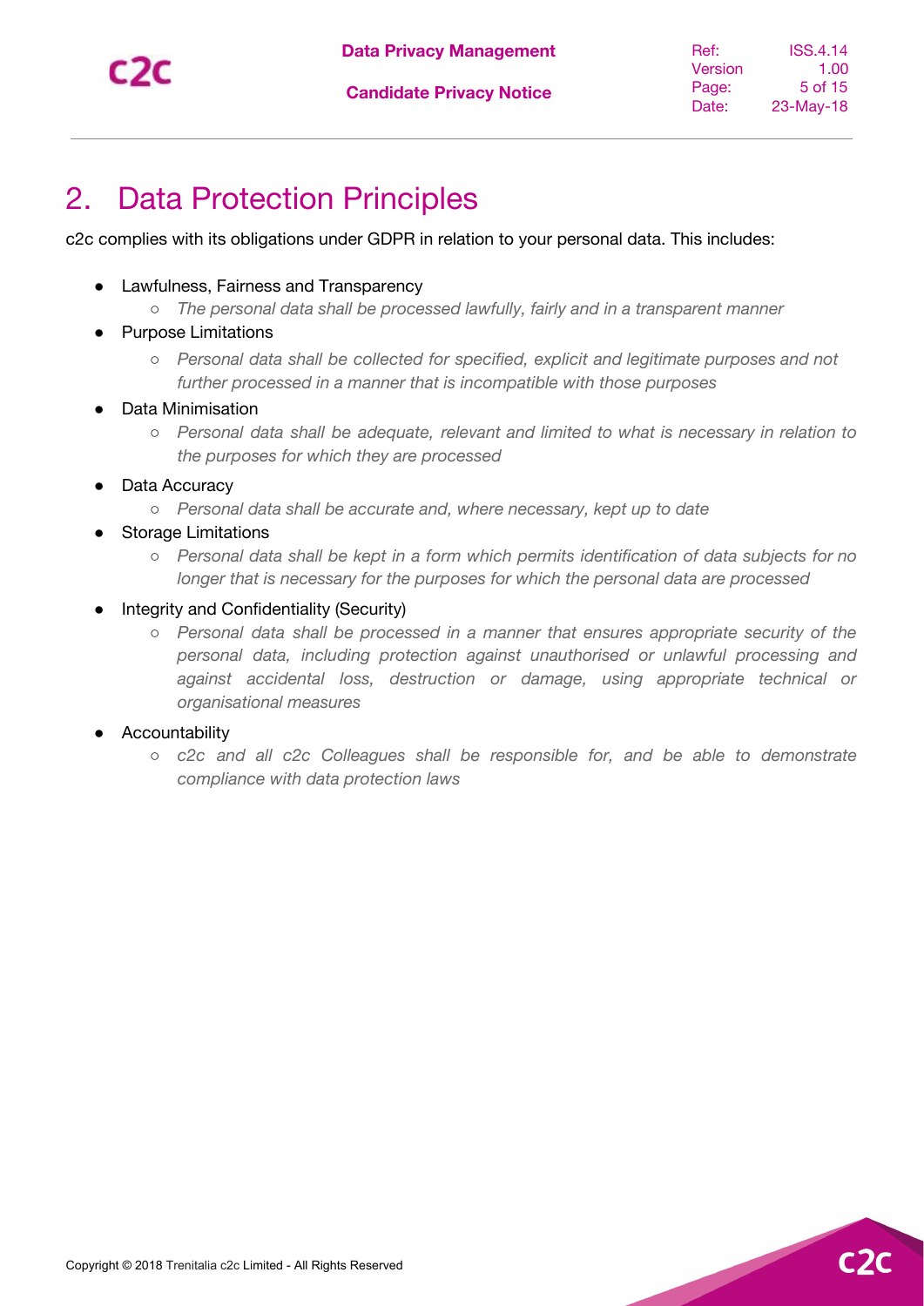# 2. Data Protection Principles

c2c complies with its obligations under GDPR in relation to your personal data. This includes:

- Lawfulness, Fairness and Transparency
  - *The personal data shall be processed lawfully, fairly and in a transparent manner*
- Purpose Limitations
  - *Personal data shall be collected for specified, explicit and legitimate purposes and not further processed in a manner that is incompatible with those purposes*
- Data Minimisation
  - *Personal data shall be adequate, relevant and limited to what is necessary in relation to the purposes for which they are processed*
- Data Accuracy
  - *Personal data shall be accurate and, where necessary, kept up to date*
- Storage Limitations
  - *Personal data shall be kept in a form which permits identification of data subjects for no longer that is necessary for the purposes for which the personal data are processed*
- Integrity and Confidentiality (Security)
  - *Personal data shall be processed in a manner that ensures appropriate security of the personal data, including protection against unauthorised or unlawful processing and against accidental loss, destruction or damage, using appropriate technical or organisational measures*
- Accountability
  - *c2c and all c2c Colleagues shall be responsible for, and be able to demonstrate compliance with data protection laws*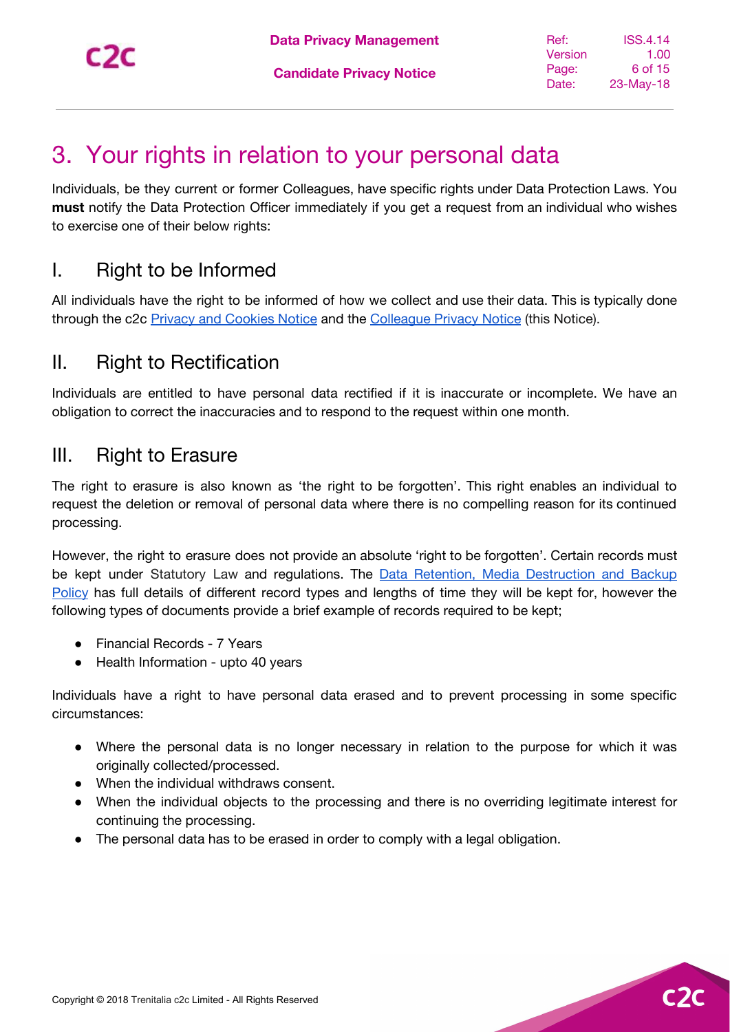# 3. Your rights in relation to your personal data

Individuals, be they current or former Colleagues, have specific rights under Data Protection Laws. You **must** notify the Data Protection Officer immediately if you get a request from an individual who wishes to exercise one of their below rights:

## I. Right to be Informed

All individuals have the right to be informed of how we collect and use their data. This is typically done through the c2c Privacy and Cookies Notice and the Colleague Privacy Notice (this Notice).

## II. Right to Rectification

Individuals are entitled to have personal data rectified if it is inaccurate or incomplete. We have an obligation to correct the inaccuracies and to respond to the request within one month.

## III. Right to Erasure

The right to erasure is also known as 'the right to be forgotten'. This right enables an individual to request the deletion or removal of personal data where there is no compelling reason for its continued processing.

However, the right to erasure does not provide an absolute 'right to be forgotten'. Certain records must be kept under Statutory Law and regulations. The Data Retention, Media Destruction and Backup Policy has full details of different record types and lengths of time they will be kept for, however the following types of documents provide a brief example of records required to be kept;

- Financial Records - 7 Years
- Health Information - upto 40 years

Individuals have a right to have personal data erased and to prevent processing in some specific circumstances:

- Where the personal data is no longer necessary in relation to the purpose for which it was originally collected/processed.
- When the individual withdraws consent.
- When the individual objects to the processing and there is no overriding legitimate interest for continuing the processing.
- The personal data has to be erased in order to comply with a legal obligation.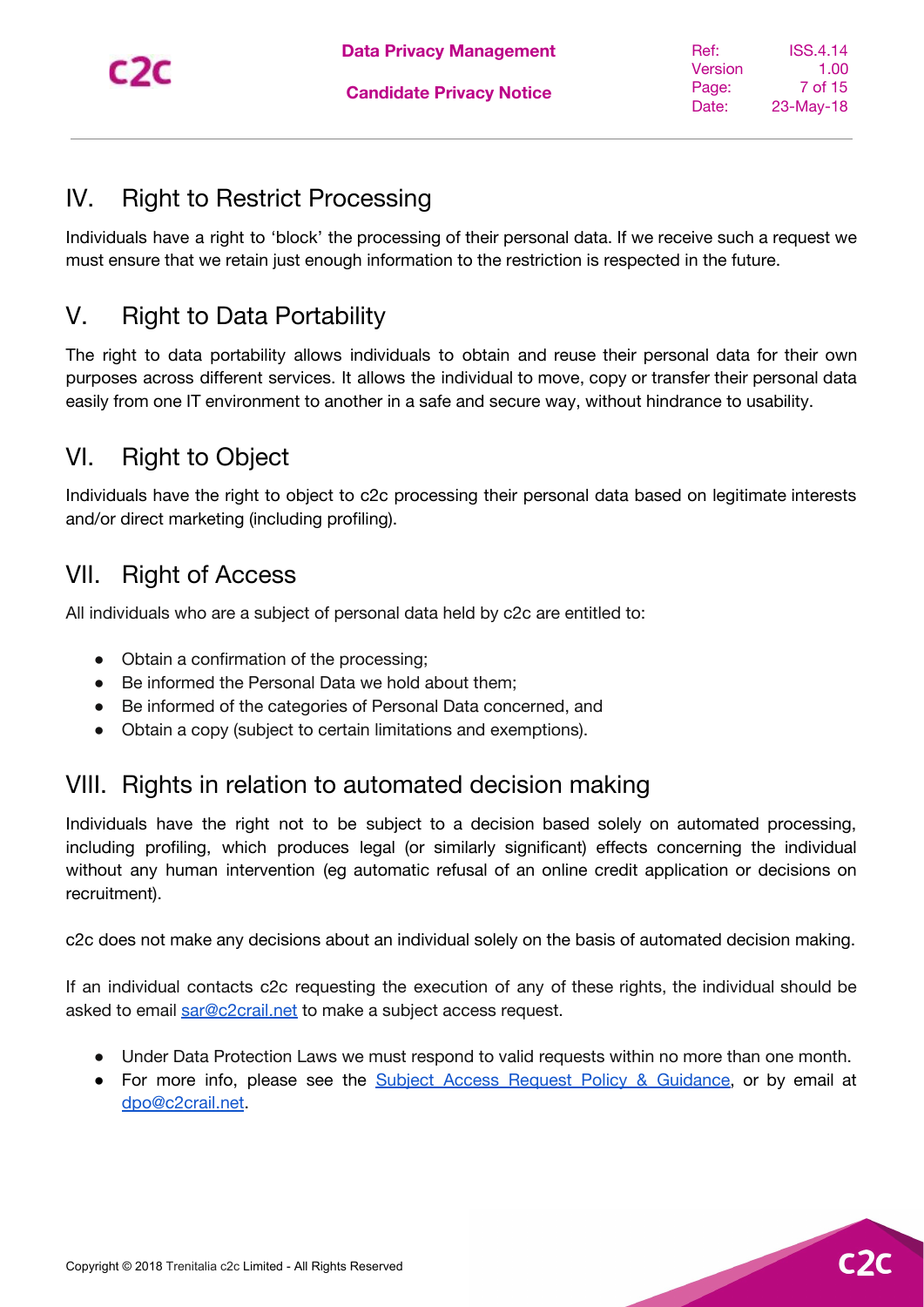## IV. Right to Restrict Processing

Individuals have a right to 'block' the processing of their personal data. If we receive such a request we must ensure that we retain just enough information to the restriction is respected in the future.

## V. Right to Data Portability

The right to data portability allows individuals to obtain and reuse their personal data for their own purposes across different services. It allows the individual to move, copy or transfer their personal data easily from one IT environment to another in a safe and secure way, without hindrance to usability.

## VI. Right to Object

Individuals have the right to object to c2c processing their personal data based on legitimate interests and/or direct marketing (including profiling).

## VII. Right of Access

All individuals who are a subject of personal data held by c2c are entitled to:

- Obtain a confirmation of the processing;
- Be informed the Personal Data we hold about them;
- Be informed of the categories of Personal Data concerned, and
- Obtain a copy (subject to certain limitations and exemptions).

## VIII. Rights in relation to automated decision making

Individuals have the right not to be subject to a decision based solely on automated processing, including profiling, which produces legal (or similarly significant) effects concerning the individual without any human intervention (eg automatic refusal of an online credit application or decisions on recruitment).

c2c does not make any decisions about an individual solely on the basis of automated decision making.

If an individual contacts c2c requesting the execution of any of these rights, the individual should be asked to email sar@c2crail.net to make a subject access request.

- Under Data Protection Laws we must respond to valid requests within no more than one month.
- For more info, please see the Subject Access Request Policy & Guidance, or by email at dpo@c2crail.net.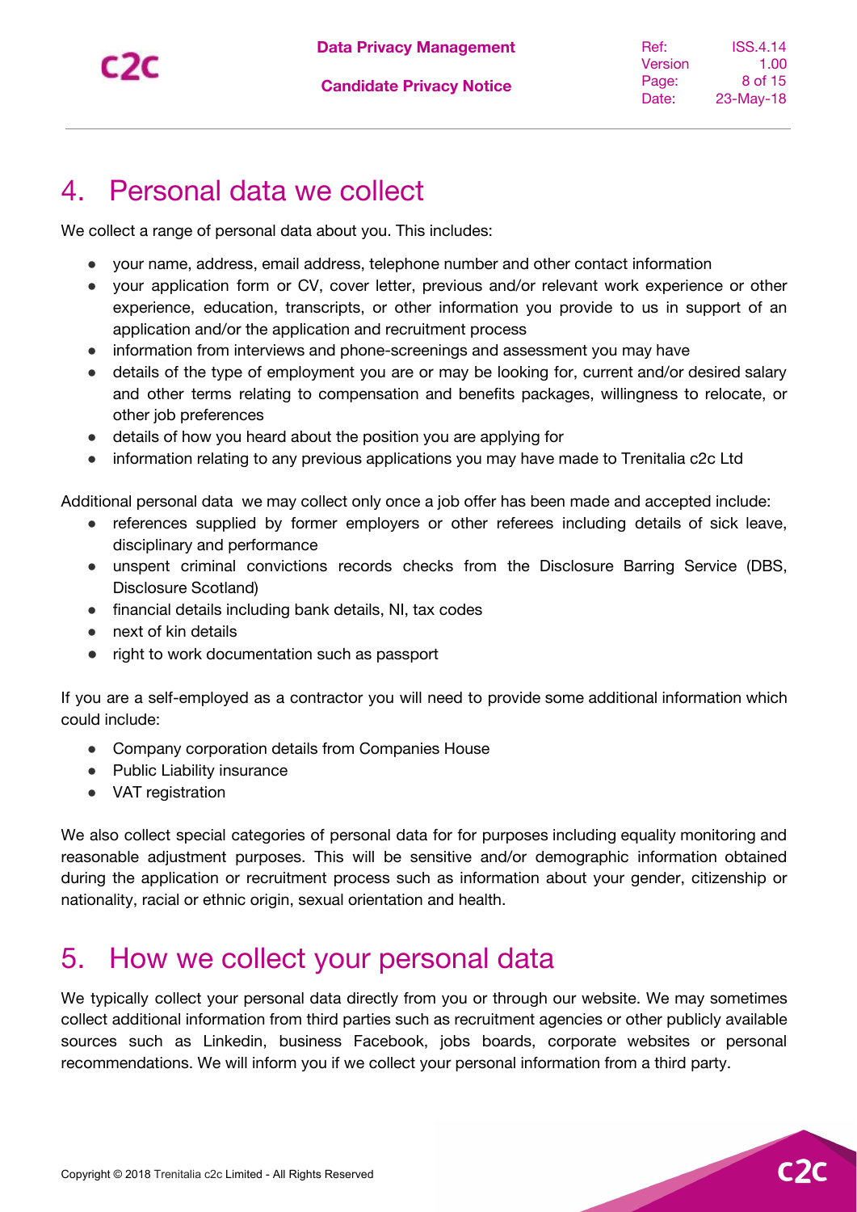## 4. Personal data we collect

We collect a range of personal data about you. This includes:

- your name, address, email address, telephone number and other contact information
- your application form or CV, cover letter, previous and/or relevant work experience or other experience, education, transcripts, or other information you provide to us in support of an application and/or the application and recruitment process
- information from interviews and phone-screenings and assessment you may have
- details of the type of employment you are or may be looking for, current and/or desired salary and other terms relating to compensation and benefits packages, willingness to relocate, or other job preferences
- details of how you heard about the position you are applying for
- information relating to any previous applications you may have made to Trenitalia c2c Ltd

Additional personal data we may collect only once a job offer has been made and accepted include:

- references supplied by former employers or other referees including details of sick leave, disciplinary and performance
- unspent criminal convictions records checks from the Disclosure Barring Service (DBS, Disclosure Scotland)
- financial details including bank details, NI, tax codes
- next of kin details
- right to work documentation such as passport

If you are a self-employed as a contractor you will need to provide some additional information which could include:

- Company corporation details from Companies House
- Public Liability insurance
- VAT registration

We also collect special categories of personal data for for purposes including equality monitoring and reasonable adjustment purposes. This will be sensitive and/or demographic information obtained during the application or recruitment process such as information about your gender, citizenship or nationality, racial or ethnic origin, sexual orientation and health.

## 5. How we collect your personal data

We typically collect your personal data directly from you or through our website. We may sometimes collect additional information from third parties such as recruitment agencies or other publicly available sources such as Linkedin, business Facebook, jobs boards, corporate websites or personal recommendations. We will inform you if we collect your personal information from a third party.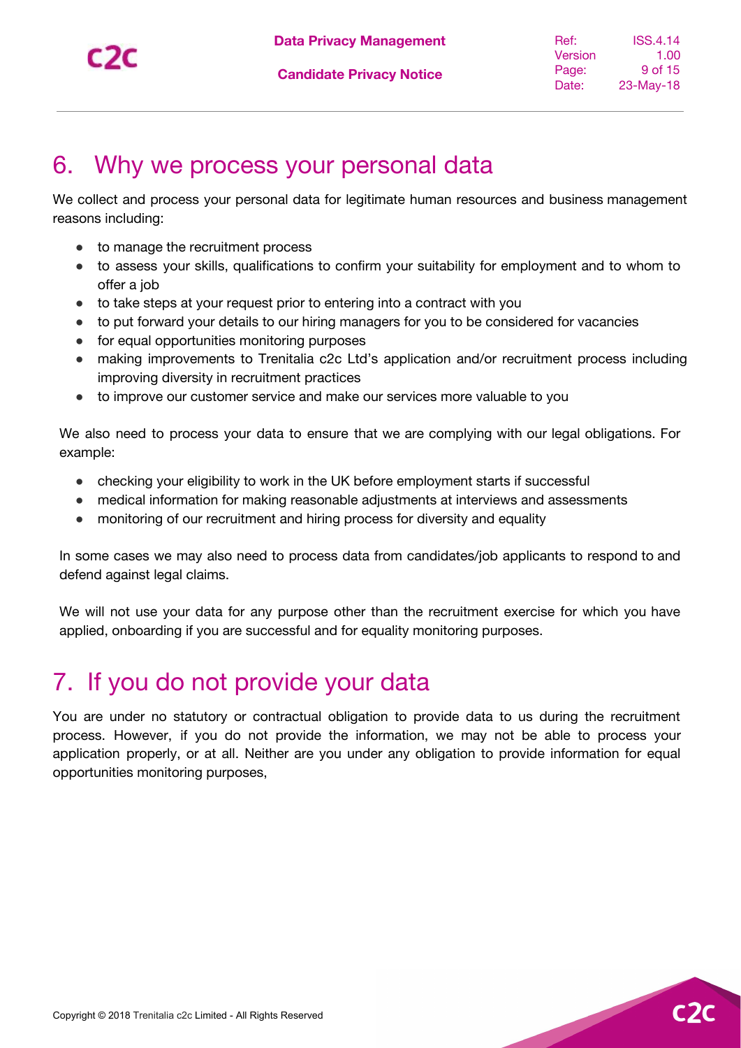## 6. Why we process your personal data

We collect and process your personal data for legitimate human resources and business management reasons including:

- to manage the recruitment process
- to assess your skills, qualifications to confirm your suitability for employment and to whom to offer a job
- to take steps at your request prior to entering into a contract with you
- to put forward your details to our hiring managers for you to be considered for vacancies
- for equal opportunities monitoring purposes
- making improvements to Trenitalia c2c Ltd's application and/or recruitment process including improving diversity in recruitment practices
- to improve our customer service and make our services more valuable to you

We also need to process your data to ensure that we are complying with our legal obligations. For example:

- checking your eligibility to work in the UK before employment starts if successful
- medical information for making reasonable adjustments at interviews and assessments
- monitoring of our recruitment and hiring process for diversity and equality

In some cases we may also need to process data from candidates/job applicants to respond to and defend against legal claims.

We will not use your data for any purpose other than the recruitment exercise for which you have applied, onboarding if you are successful and for equality monitoring purposes.

## 7. If you do not provide your data

You are under no statutory or contractual obligation to provide data to us during the recruitment process. However, if you do not provide the information, we may not be able to process your application properly, or at all. Neither are you under any obligation to provide information for equal opportunities monitoring purposes,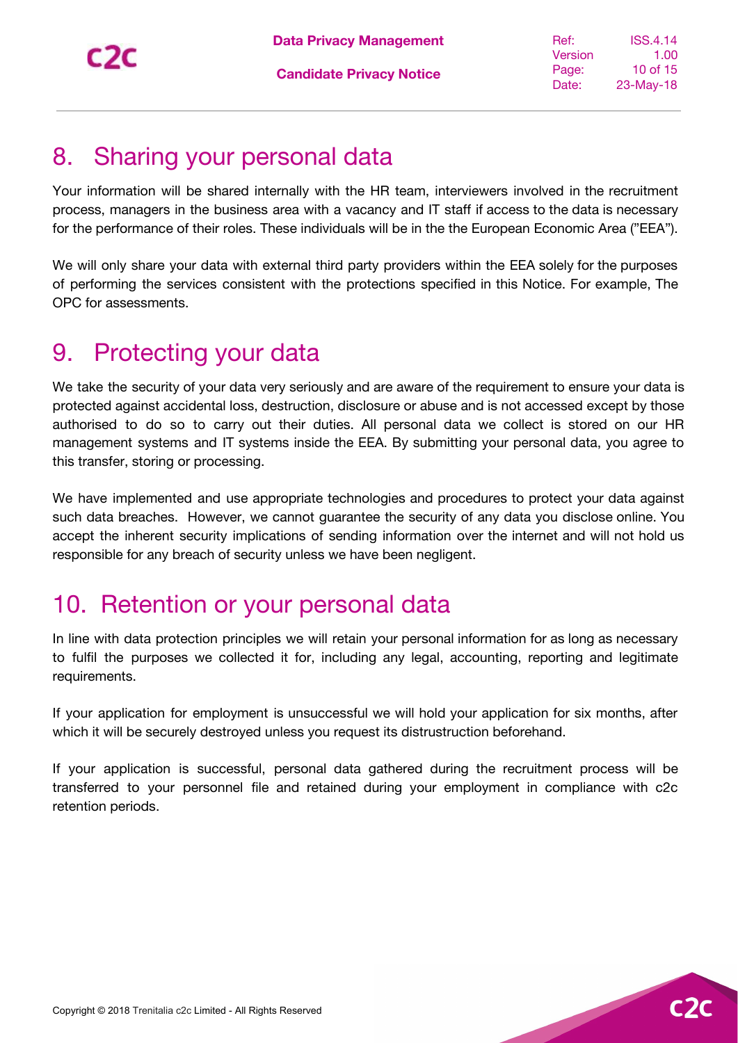# 8. Sharing your personal data

Your information will be shared internally with the HR team, interviewers involved in the recruitment process, managers in the business area with a vacancy and IT staff if access to the data is necessary for the performance of their roles. These individuals will be in the the European Economic Area ("EEA").

We will only share your data with external third party providers within the EEA solely for the purposes of performing the services consistent with the protections specified in this Notice. For example, The OPC for assessments.

# 9. Protecting your data

We take the security of your data very seriously and are aware of the requirement to ensure your data is protected against accidental loss, destruction, disclosure or abuse and is not accessed except by those authorised to do so to carry out their duties. All personal data we collect is stored on our HR management systems and IT systems inside the EEA. By submitting your personal data, you agree to this transfer, storing or processing.

We have implemented and use appropriate technologies and procedures to protect your data against such data breaches. However, we cannot guarantee the security of any data you disclose online. You accept the inherent security implications of sending information over the internet and will not hold us responsible for any breach of security unless we have been negligent.

# 10. Retention or your personal data

In line with data protection principles we will retain your personal information for as long as necessary to fulfil the purposes we collected it for, including any legal, accounting, reporting and legitimate requirements.

If your application for employment is unsuccessful we will hold your application for six months, after which it will be securely destroyed unless you request its distrustruction beforehand.

If your application is successful, personal data gathered during the recruitment process will be transferred to your personnel file and retained during your employment in compliance with c2c retention periods.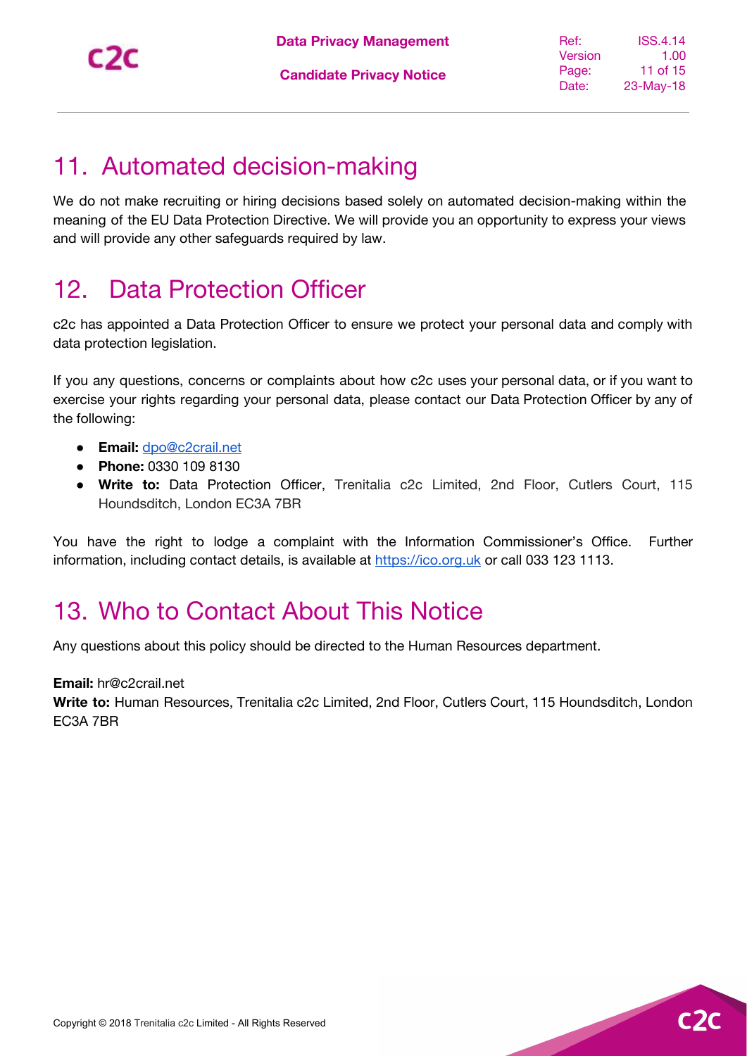# 11. Automated decision-making

We do not make recruiting or hiring decisions based solely on automated decision-making within the meaning of the EU Data Protection Directive. We will provide you an opportunity to express your views and will provide any other safeguards required by law.

# 12. Data Protection Officer

c2c has appointed a Data Protection Officer to ensure we protect your personal data and comply with data protection legislation.

If you any questions, concerns or complaints about how c2c uses your personal data, or if you want to exercise your rights regarding your personal data, please contact our Data Protection Officer by any of the following:

- **Email:** dpo@c2crail.net
- **Phone:** 0330 109 8130
- **Write to:** Data Protection Officer, Trenitalia c2c Limited, 2nd Floor, Cutlers Court, 115 Houndsditch, London EC3A 7BR

You have the right to lodge a complaint with the Information Commissioner's Office. Further information, including contact details, is available at https://ico.org.uk or call 033 123 1113.

# 13. Who to Contact About This Notice

Any questions about this policy should be directed to the Human Resources department.

**Email:** hr@c2crail.net
**Write to:** Human Resources, Trenitalia c2c Limited, 2nd Floor, Cutlers Court, 115 Houndsditch, London EC3A 7BR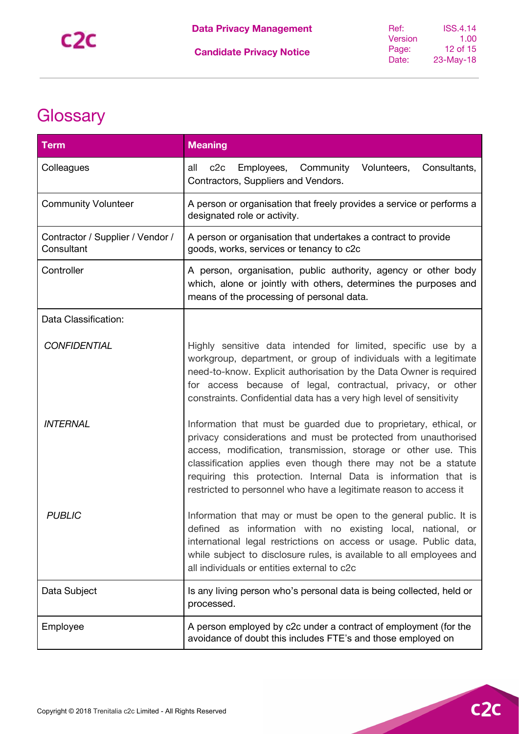# Glossary

| Term | Meaning |
| --- | --- |
| Colleagues | all c2c Employees, Community Volunteers, Consultants, Contractors, Suppliers and Vendors. |
| Community Volunteer | A person or organisation that freely provides a service or performs a designated role or activity. |
| Contractor / Supplier / Vendor / Consultant | A person or organisation that undertakes a contract to provide goods, works, services or tenancy to c2c |
| Controller | A person, organisation, public authority, agency or other body which, alone or jointly with others, determines the purposes and means of the processing of personal data. |
| Data Classification: | |
| *CONFIDENTIAL* | Highly sensitive data intended for limited, specific use by a workgroup, department, or group of individuals with a legitimate need-to-know. Explicit authorisation by the Data Owner is required for access because of legal, contractual, privacy, or other constraints. Confidential data has a very high level of sensitivity |
| *INTERNAL* | Information that must be guarded due to proprietary, ethical, or privacy considerations and must be protected from unauthorised access, modification, transmission, storage or other use. This classification applies even though there may not be a statute requiring this protection. Internal Data is information that is restricted to personnel who have a legitimate reason to access it |
| *PUBLIC* | Information that may or must be open to the general public. It is defined as information with no existing local, national, or international legal restrictions on access or usage. Public data, while subject to disclosure rules, is available to all employees and all individuals or entities external to c2c |
| Data Subject | Is any living person who's personal data is being collected, held or processed. |
| Employee | A person employed by c2c under a contract of employment (for the avoidance of doubt this includes FTE's and those employed on |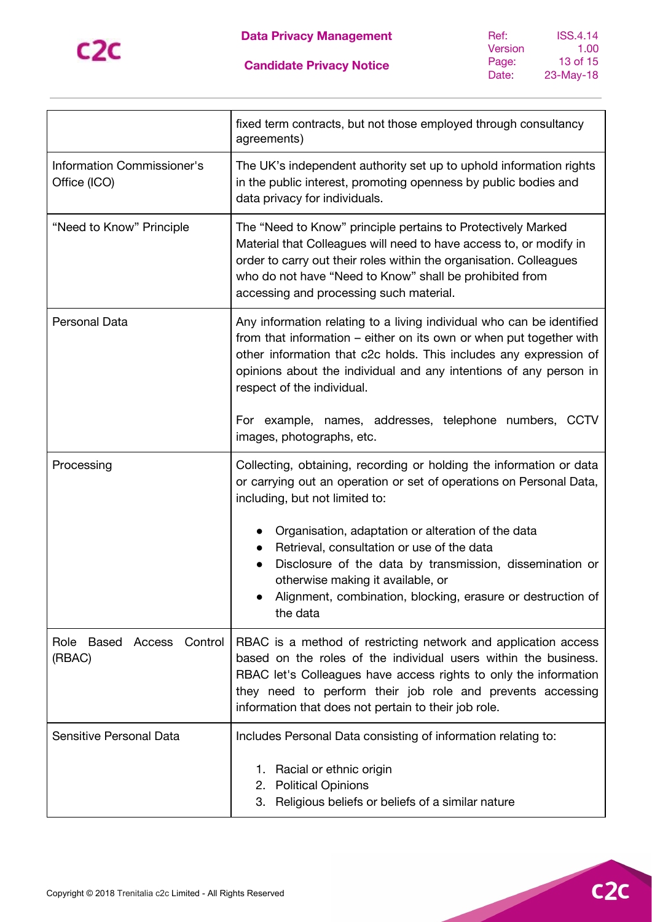| | |
|---|---|
| | fixed term contracts, but not those employed through consultancy agreements) |
| Information Commissioner's Office (ICO) | The UK's independent authority set up to uphold information rights in the public interest, promoting openness by public bodies and data privacy for individuals. |
| "Need to Know" Principle | The "Need to Know" principle pertains to Protectively Marked Material that Colleagues will need to have access to, or modify in order to carry out their roles within the organisation. Colleagues who do not have "Need to Know" shall be prohibited from accessing and processing such material. |
| Personal Data | Any information relating to a living individual who can be identified from that information – either on its own or when put together with other information that c2c holds. This includes any expression of opinions about the individual and any intentions of any person in respect of the individual.<br><br>For example, names, addresses, telephone numbers, CCTV images, photographs, etc. |
| Processing | Collecting, obtaining, recording or holding the information or data or carrying out an operation or set of operations on Personal Data, including, but not limited to:<br><br>• Organisation, adaptation or alteration of the data<br>• Retrieval, consultation or use of the data<br>• Disclosure of the data by transmission, dissemination or otherwise making it available, or<br>• Alignment, combination, blocking, erasure or destruction of the data |
| Role Based Access Control (RBAC) | RBAC is a method of restricting network and application access based on the roles of the individual users within the business. RBAC let's Colleagues have access rights to only the information they need to perform their job role and prevents accessing information that does not pertain to their job role. |
| Sensitive Personal Data | Includes Personal Data consisting of information relating to:<br><br>1. Racial or ethnic origin<br>2. Political Opinions<br>3. Religious beliefs or beliefs of a similar nature |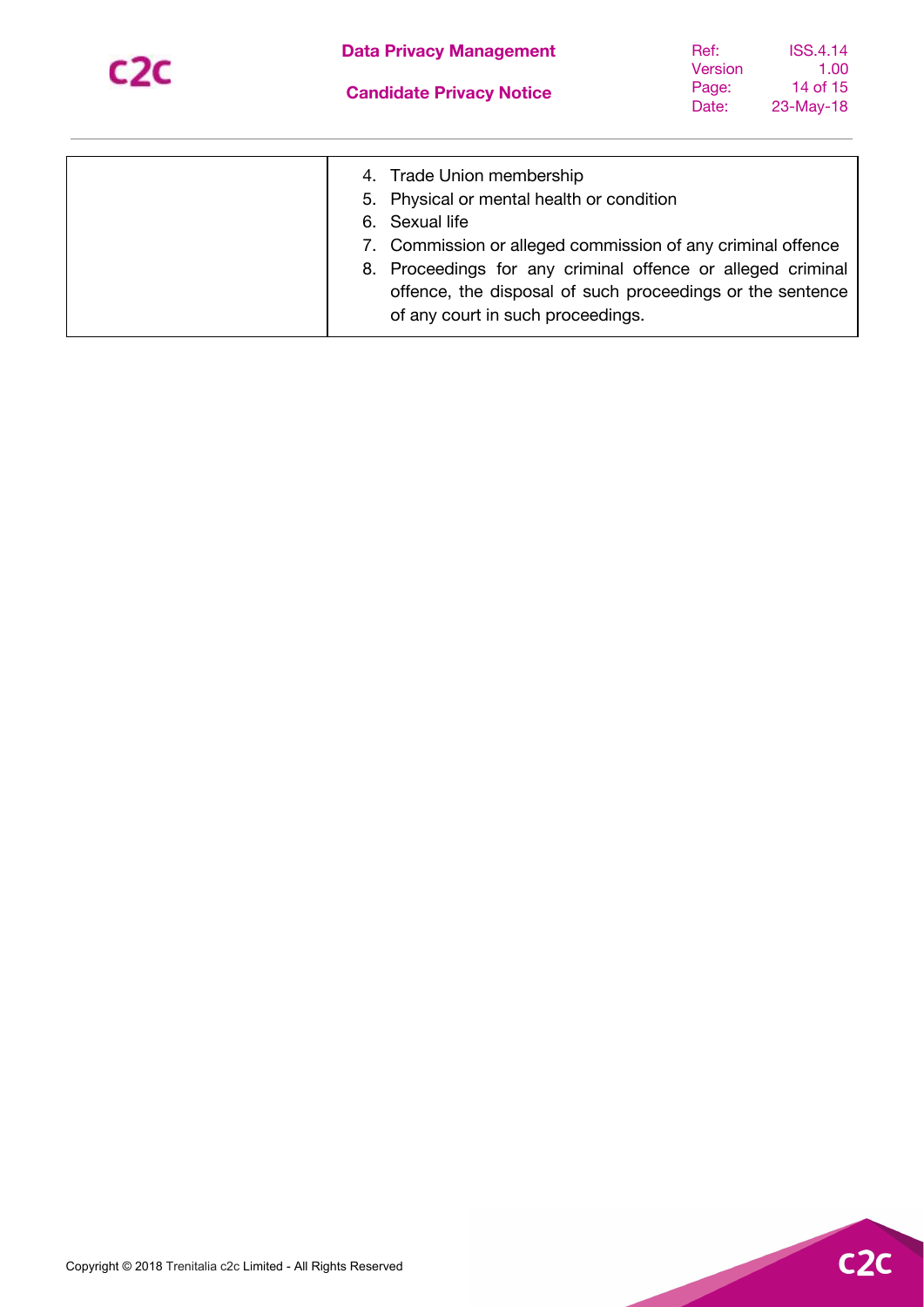|  | 4. Trade Union membership<br>5. Physical or mental health or condition<br>6. Sexual life<br>7. Commission or alleged commission of any criminal offence<br>8. Proceedings for any criminal offence or alleged criminal offence, the disposal of such proceedings or the sentence of any court in such proceedings. |
|---|---|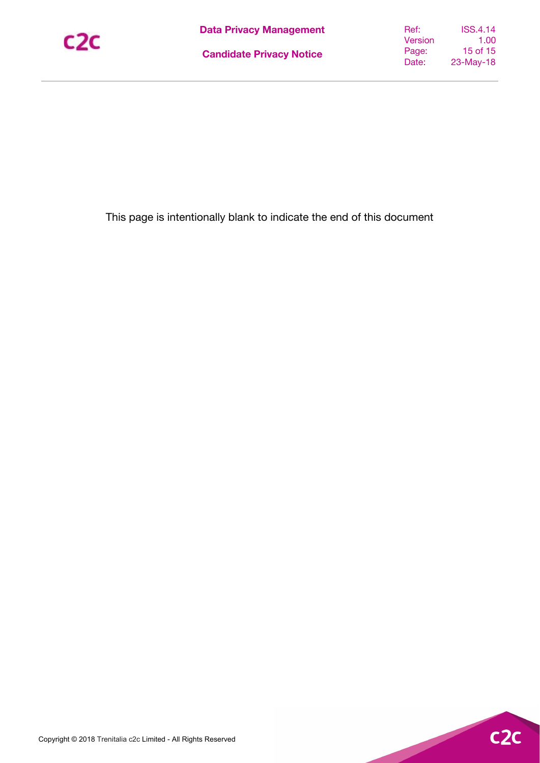This page is intentionally blank to indicate the end of this document